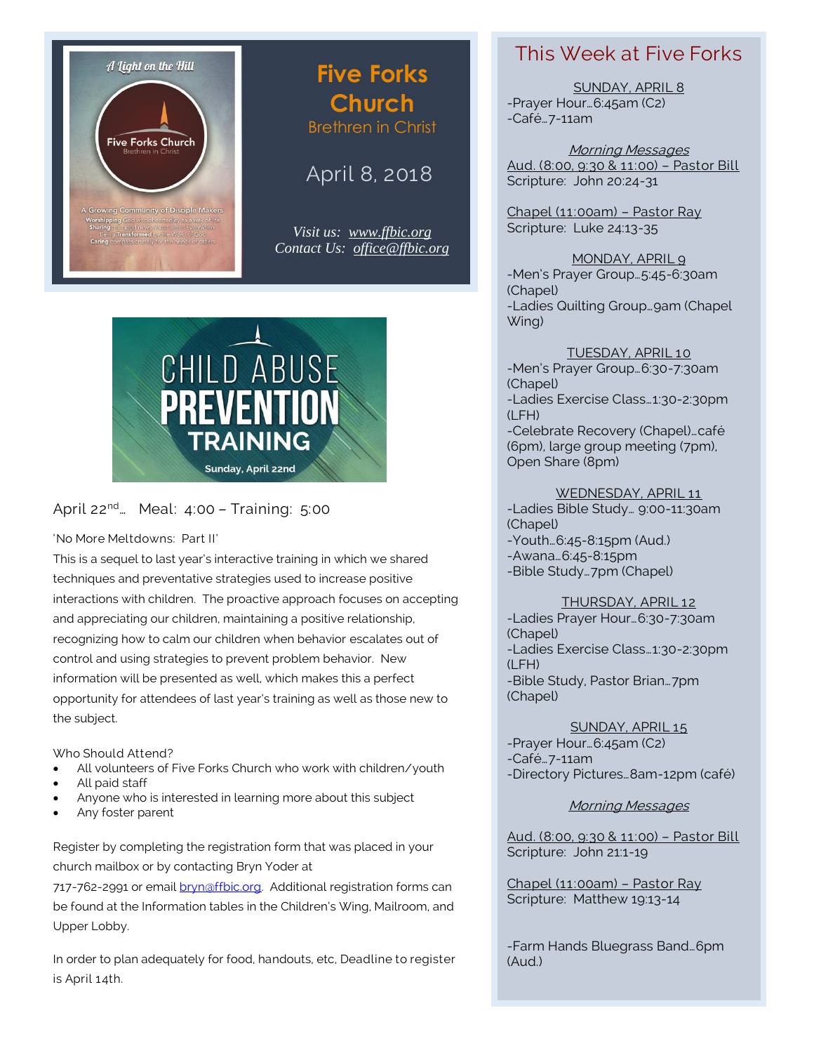A Light on the Hill

Five Forks Church
Brethren in Christ

A Growing Community of Disciple Makers
Worshipping God wholeheartedly as a way of life
Sharing the good news about Jesus Everywhere
Being Transformed by the Word of God
Caring compassionately for the needs of others

# Five Forks Church

## Brethren in Christ

April 8, 2018

*Visit us: www.ffbic.org*
*Contact Us: office@ffbic.org*

# CHILD ABUSE PREVENTION TRAINING

Sunday, April 22nd

April 22nd… Meal: 4:00 – Training: 5:00

'No More Meltdowns: Part II'

This is a sequel to last year's interactive training in which we shared techniques and preventative strategies used to increase positive interactions with children. The proactive approach focuses on accepting and appreciating our children, maintaining a positive relationship, recognizing how to calm our children when behavior escalates out of control and using strategies to prevent problem behavior. New information will be presented as well, which makes this a perfect opportunity for attendees of last year's training as well as those new to the subject.

Who Should Attend?

- All volunteers of Five Forks Church who work with children/youth
- All paid staff
- Anyone who is interested in learning more about this subject
- Any foster parent

Register by completing the registration form that was placed in your church mailbox or by contacting Bryn Yoder at 717-762-2991 or email bryn@ffbic.org. Additional registration forms can be found at the Information tables in the Children's Wing, Mailroom, and Upper Lobby.

In order to plan adequately for food, handouts, etc, Deadline to register is April 14th.

## This Week at Five Forks

SUNDAY, APRIL 8

-Prayer Hour…6:45am (C2)
-Café…7-11am

*Morning Messages*

Aud. (8:00, 9:30 & 11:00) – Pastor Bill
Scripture: John 20:24-31

Chapel (11:00am) – Pastor Ray
Scripture: Luke 24:13-35

MONDAY, APRIL 9

-Men's Prayer Group…5:45-6:30am (Chapel)
-Ladies Quilting Group…9am (Chapel Wing)

TUESDAY, APRIL 10

-Men's Prayer Group…6:30-7:30am (Chapel)
-Ladies Exercise Class…1:30-2:30pm (LFH)
-Celebrate Recovery (Chapel)…café (6pm), large group meeting (7pm), Open Share (8pm)

WEDNESDAY, APRIL 11

-Ladies Bible Study… 9:00-11:30am (Chapel)
-Youth…6:45-8:15pm (Aud.)
-Awana…6:45-8:15pm
-Bible Study…7pm (Chapel)

THURSDAY, APRIL 12

-Ladies Prayer Hour…6:30-7:30am (Chapel)
-Ladies Exercise Class…1:30-2:30pm (LFH)
-Bible Study, Pastor Brian…7pm (Chapel)

SUNDAY, APRIL 15

-Prayer Hour…6:45am (C2)
-Café…7-11am
-Directory Pictures…8am-12pm (café)

*Morning Messages*

Aud. (8:00, 9:30 & 11:00) – Pastor Bill
Scripture: John 21:1-19

Chapel (11:00am) – Pastor Ray
Scripture: Matthew 19:13-14

-Farm Hands Bluegrass Band…6pm (Aud.)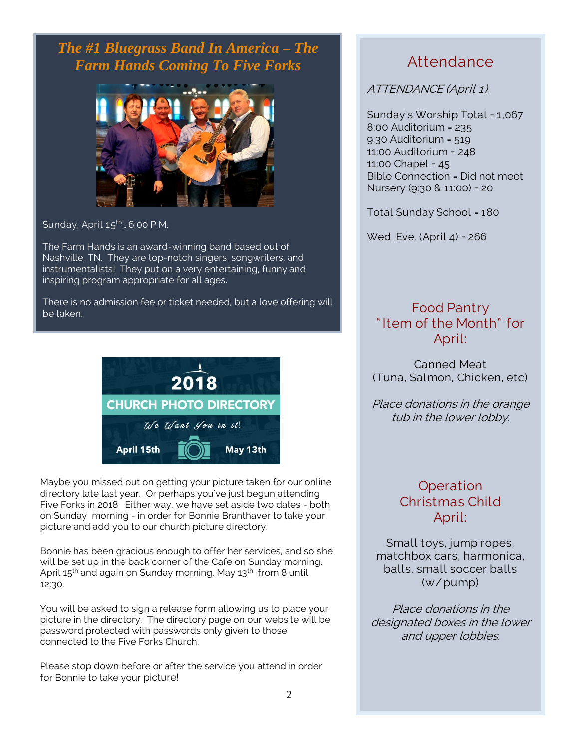## The #1 Bluegrass Band In America – The Farm Hands Coming To Five Forks

Sunday, April 15th… 6:00 P.M.

The Farm Hands is an award-winning band based out of Nashville, TN. They are top-notch singers, songwriters, and instrumentalists! They put on a very entertaining, funny and inspiring program appropriate for all ages.

There is no admission fee or ticket needed, but a love offering will be taken.

**2018**

**CHURCH PHOTO DIRECTORY**

*We Want You in it!*

**April 15th** **May 13th**

Maybe you missed out on getting your picture taken for our online directory late last year. Or perhaps you've just begun attending Five Forks in 2018. Either way, we have set aside two dates - both on Sunday morning - in order for Bonnie Branthaver to take your picture and add you to our church picture directory.

Bonnie has been gracious enough to offer her services, and so she will be set up in the back corner of the Cafe on Sunday morning, April 15th and again on Sunday morning, May 13th from 8 until 12:30.

You will be asked to sign a release form allowing us to place your picture in the directory. The directory page on our website will be password protected with passwords only given to those connected to the Five Forks Church.

Please stop down before or after the service you attend in order for Bonnie to take your picture!

## Attendance

ATTENDANCE (April 1)

Sunday's Worship Total = 1,067
8:00 Auditorium = 235
9:30 Auditorium = 519
11:00 Auditorium = 248
11:00 Chapel = 45
Bible Connection = Did not meet
Nursery (9:30 & 11:00) = 20

Total Sunday School = 180

Wed. Eve. (April 4) = 266

## Food Pantry "Item of the Month" for April:

Canned Meat
(Tuna, Salmon, Chicken, etc)

*Place donations in the orange tub in the lower lobby.*

## Operation Christmas Child April:

Small toys, jump ropes, matchbox cars, harmonica, balls, small soccer balls (w/ pump)

*Place donations in the designated boxes in the lower and upper lobbies.*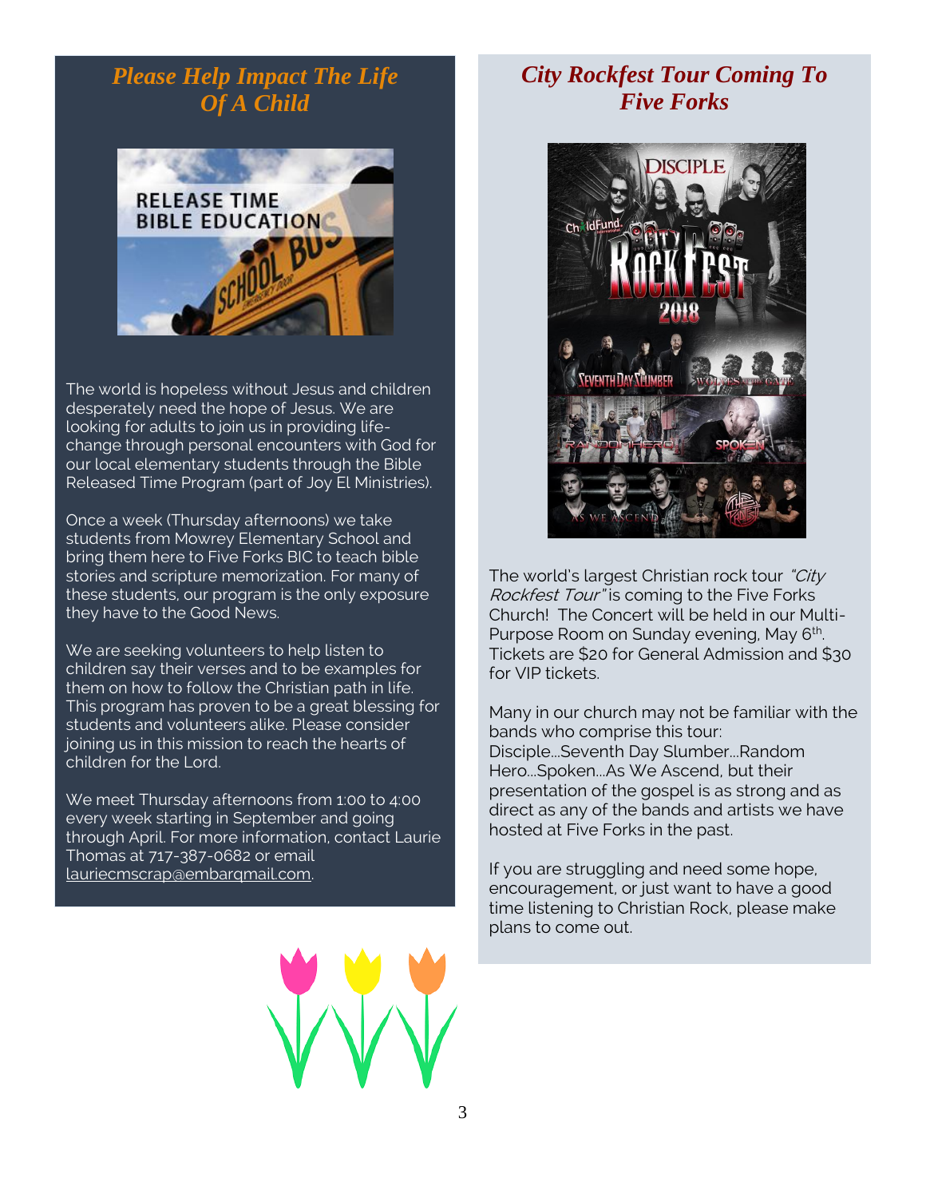## *Please Help Impact The Life Of A Child*

The world is hopeless without Jesus and children desperately need the hope of Jesus. We are looking for adults to join us in providing life-change through personal encounters with God for our local elementary students through the Bible Released Time Program (part of Joy El Ministries).

Once a week (Thursday afternoons) we take students from Mowrey Elementary School and bring them here to Five Forks BIC to teach bible stories and scripture memorization. For many of these students, our program is the only exposure they have to the Good News.

We are seeking volunteers to help listen to children say their verses and to be examples for them on how to follow the Christian path in life. This program has proven to be a great blessing for students and volunteers alike. Please consider joining us in this mission to reach the hearts of children for the Lord.

We meet Thursday afternoons from 1:00 to 4:00 every week starting in September and going through April. For more information, contact Laurie Thomas at 717-387-0682 or email lauriecmscrap@embarqmail.com.

## *City Rockfest Tour Coming To Five Forks*

The world's largest Christian rock tour *"City Rockfest Tour"* is coming to the Five Forks Church! The Concert will be held in our Multi-Purpose Room on Sunday evening, May 6th. Tickets are $20 for General Admission and $30 for VIP tickets.

Many in our church may not be familiar with the bands who comprise this tour: Disciple...Seventh Day Slumber...Random Hero...Spoken...As We Ascend, but their presentation of the gospel is as strong and as direct as any of the bands and artists we have hosted at Five Forks in the past.

If you are struggling and need some hope, encouragement, or just want to have a good time listening to Christian Rock, please make plans to come out.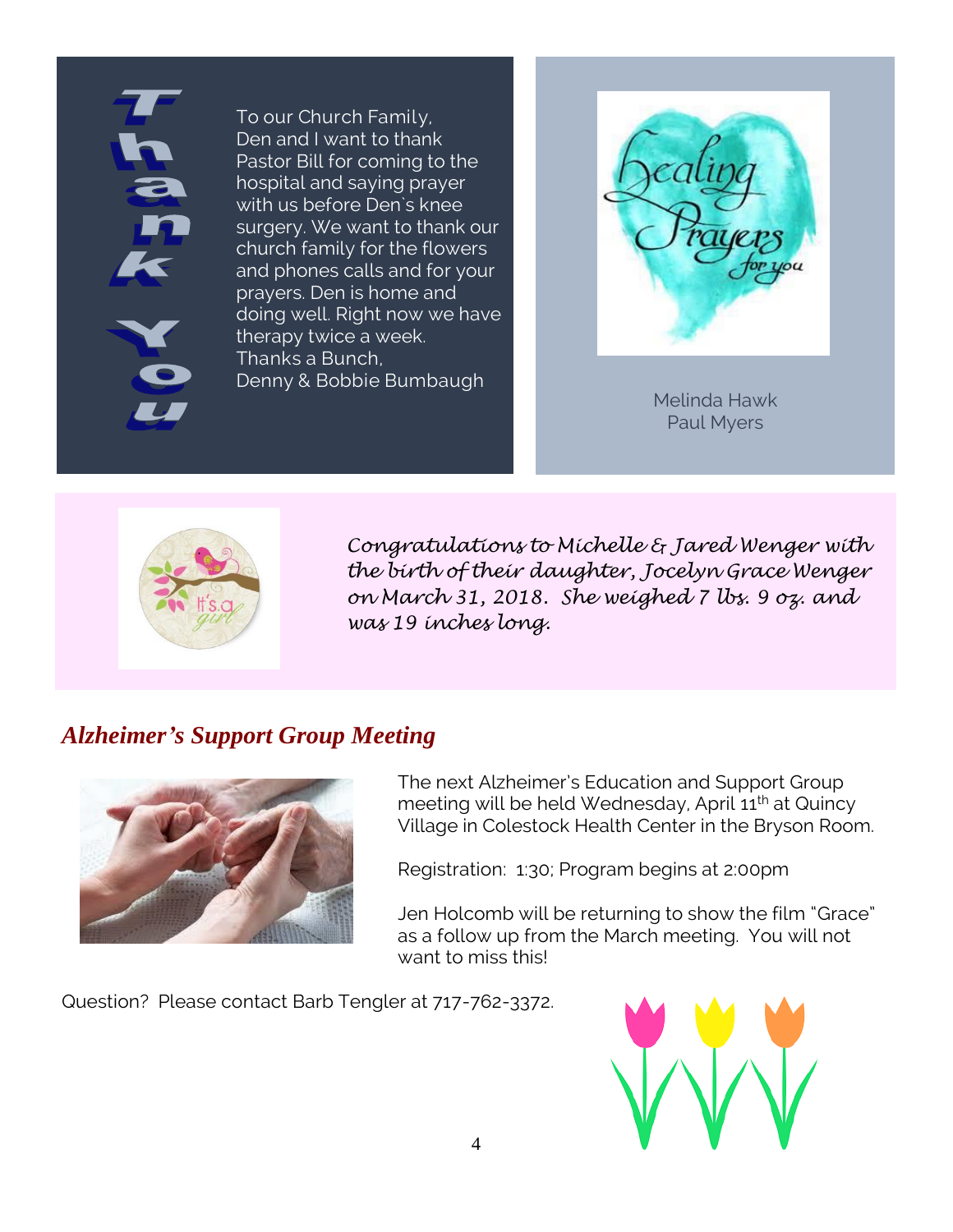## Thank You

To our Church Family,
Den and I want to thank Pastor Bill for coming to the hospital and saying prayer with us before Den`s knee surgery. We want to thank our church family for the flowers and phones calls and for your prayers. Den is home and doing well. Right now we have therapy twice a week.
Thanks a Bunch,
Denny & Bobbie Bumbaugh

Healing Prayers for you

Melinda Hawk
Paul Myers

It's a girl

*Congratulations to Michelle & Jared Wenger with the birth of their daughter, Jocelyn Grace Wenger on March 31, 2018. She weighed 7 lbs. 9 oz. and was 19 inches long.*

## *Alzheimer's Support Group Meeting*

The next Alzheimer's Education and Support Group meeting will be held Wednesday, April 11th at Quincy Village in Colestock Health Center in the Bryson Room.

Registration: 1:30; Program begins at 2:00pm

Jen Holcomb will be returning to show the film "Grace" as a follow up from the March meeting. You will not want to miss this!

Question? Please contact Barb Tengler at 717-762-3372.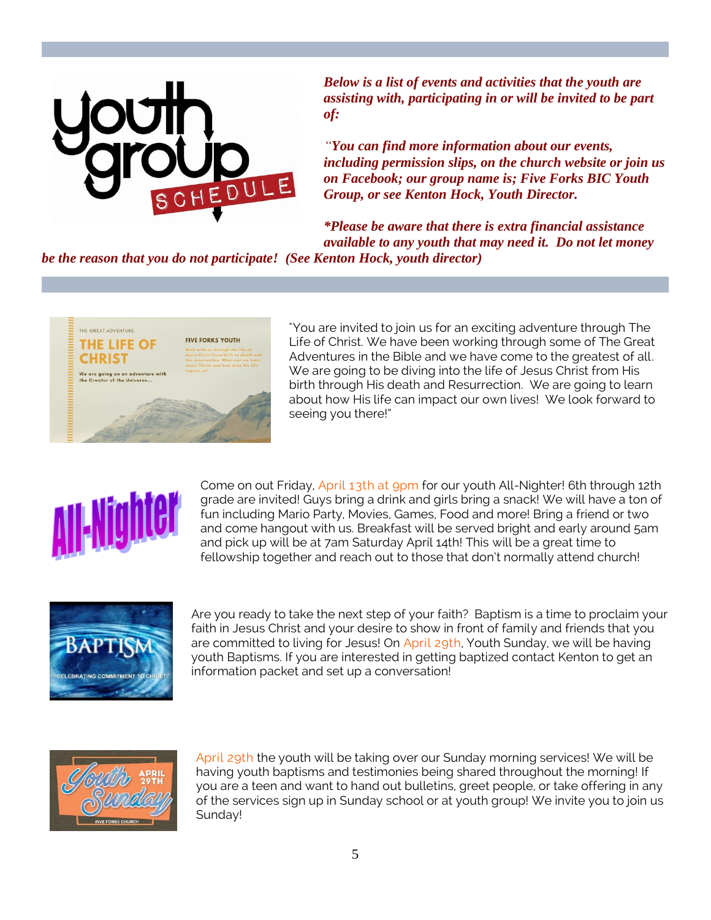# youth group SCHEDULE

***Below is a list of events and activities that the youth are assisting with, participating in or will be invited to be part of:***

***"You can find more information about our events, including permission slips, on the church website or join us on Facebook; our group name is; Five Forks BIC Youth Group, or see Kenton Hock, Youth Director.***

***\*Please be aware that there is extra financial assistance available to any youth that may need it. Do not let money be the reason that you do not participate! (See Kenton Hock, youth director)***

## THE LIFE OF CHRIST

"You are invited to join us for an exciting adventure through The Life of Christ. We have been working through some of The Great Adventures in the Bible and we have come to the greatest of all. We are going to be diving into the life of Jesus Christ from His birth through His death and Resurrection. We are going to learn about how His life can impact our own lives! We look forward to seeing you there!"

## All-Nighter

Come on out Friday, April 13th at 9pm for our youth All-Nighter! 6th through 12th grade are invited! Guys bring a drink and girls bring a snack! We will have a ton of fun including Mario Party, Movies, Games, Food and more! Bring a friend or two and come hangout with us. Breakfast will be served bright and early around 5am and pick up will be at 7am Saturday April 14th! This will be a great time to fellowship together and reach out to those that don't normally attend church!

## BAPTISM

Are you ready to take the next step of your faith? Baptism is a time to proclaim your faith in Jesus Christ and your desire to show in front of family and friends that you are committed to living for Jesus! On April 29th, Youth Sunday, we will be having youth Baptisms. If you are interested in getting baptized contact Kenton to get an information packet and set up a conversation!

## Youth Sunday

April 29th the youth will be taking over our Sunday morning services! We will be having youth baptisms and testimonies being shared throughout the morning! If you are a teen and want to hand out bulletins, greet people, or take offering in any of the services sign up in Sunday school or at youth group! We invite you to join us Sunday!